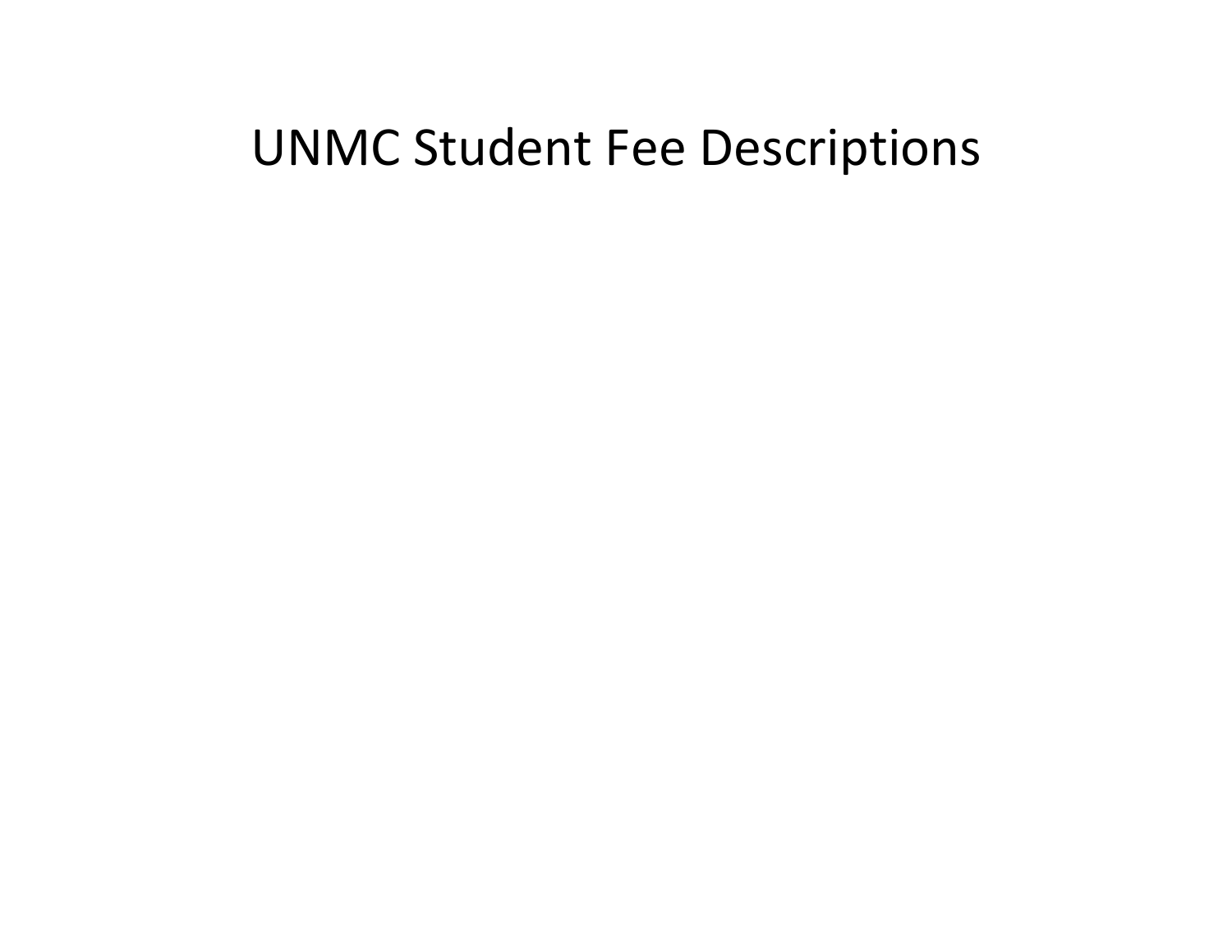# UNMC Student Fee Descriptions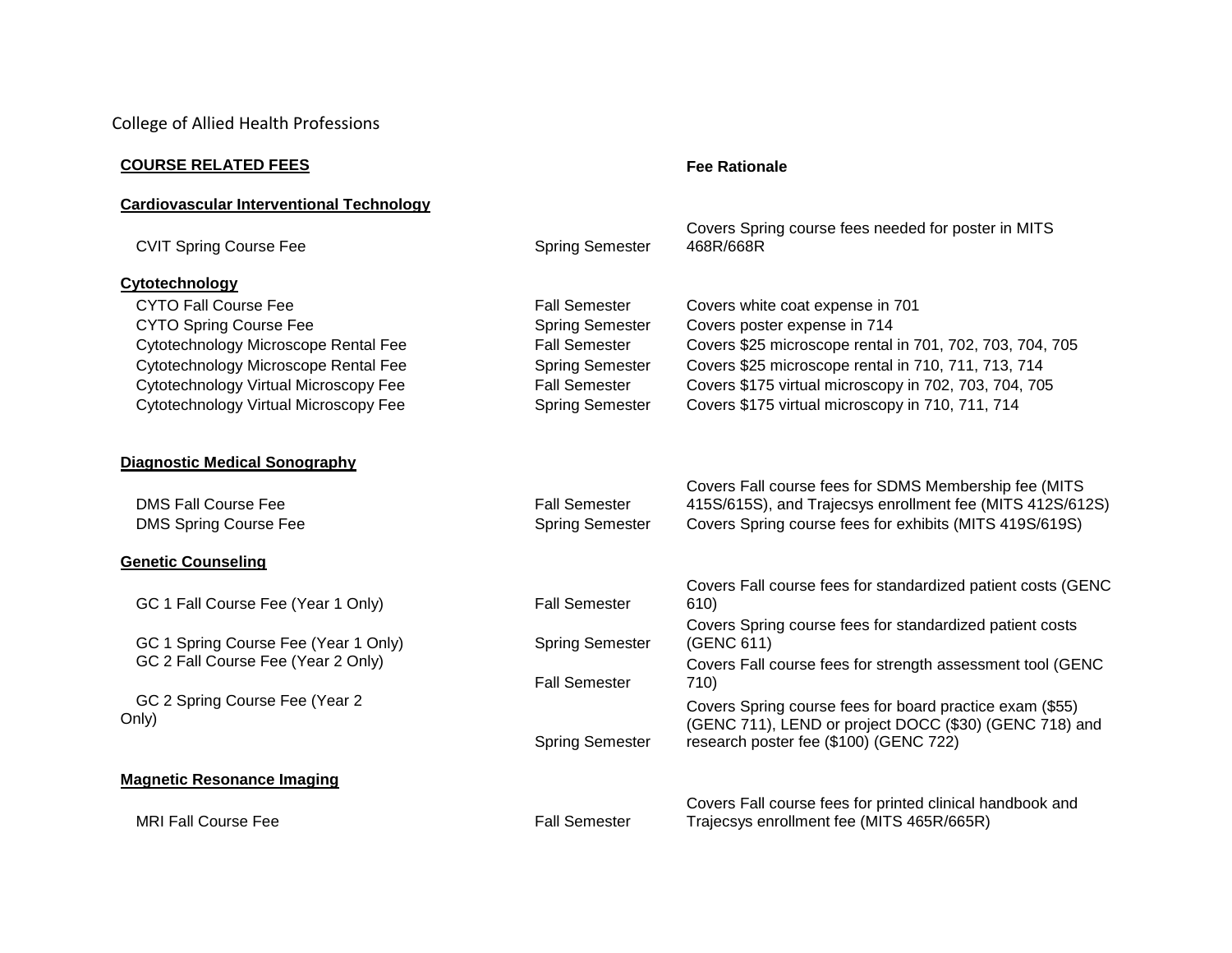College of Allied Health Professions

| COURSE RELATED FEES | | Fee Rationale |
|---|---|---|
| **Cardiovascular Interventional Technology** | | |
| CVIT Spring Course Fee | Spring Semester | Covers Spring course fees needed for poster in MITS 468R/668R |
| **Cytotechnology** | | |
| CYTO Fall Course Fee | Fall Semester | Covers white coat expense in 701 |
| CYTO Spring Course Fee | Spring Semester | Covers poster expense in 714 |
| Cytotechnology Microscope Rental Fee | Fall Semester | Covers $25 microscope rental in 701, 702, 703, 704, 705 |
| Cytotechnology Microscope Rental Fee | Spring Semester | Covers $25 microscope rental in 710, 711, 713, 714 |
| Cytotechnology Virtual Microscopy Fee | Fall Semester | Covers $175 virtual microscopy in 702, 703, 704, 705 |
| Cytotechnology Virtual Microscopy Fee | Spring Semester | Covers $175 virtual microscopy in 710, 711, 714 |
| **Diagnostic Medical Sonography** | | |
| DMS Fall Course Fee | Fall Semester | Covers Fall course fees for SDMS Membership fee (MITS 415S/615S), and Trajecsys enrollment fee (MITS 412S/612S) |
| DMS Spring Course Fee | Spring Semester | Covers Spring course fees for exhibits (MITS 419S/619S) |
| **Genetic Counseling** | | |
| GC 1 Fall Course Fee (Year 1 Only) | Fall Semester | Covers Fall course fees for standardized patient costs (GENC 610) |
| GC 1 Spring Course Fee (Year 1 Only) | Spring Semester | Covers Spring course fees for standardized patient costs (GENC 611) |
| GC 2 Fall Course Fee (Year 2 Only) | Fall Semester | Covers Fall course fees for strength assessment tool (GENC 710) |
| GC 2 Spring Course Fee (Year 2 Only) | Spring Semester | Covers Spring course fees for board practice exam ($55) (GENC 711), LEND or project DOCC ($30) (GENC 718) and research poster fee ($100) (GENC 722) |
| **Magnetic Resonance Imaging** | | |
| MRI Fall Course Fee | Fall Semester | Covers Fall course fees for printed clinical handbook and Trajecsys enrollment fee (MITS 465R/665R) |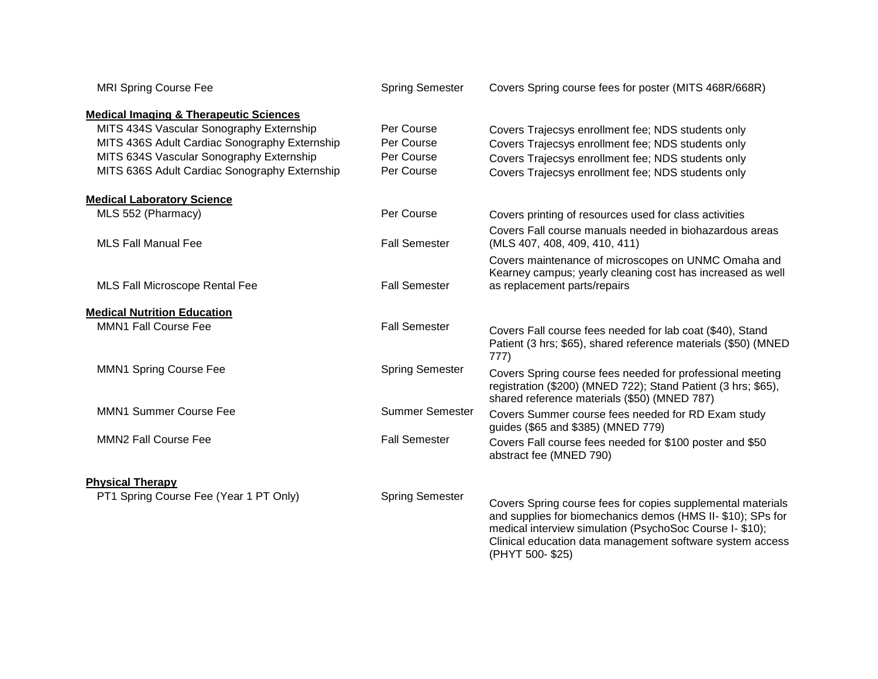| | | |
|---|---|---|
| MRI Spring Course Fee | Spring Semester | Covers Spring course fees for poster (MITS 468R/668R) |
| **Medical Imaging & Therapeutic Sciences** | | |
| MITS 434S Vascular Sonography Externship | Per Course | Covers Trajecsys enrollment fee; NDS students only |
| MITS 436S Adult Cardiac Sonography Externship | Per Course | Covers Trajecsys enrollment fee; NDS students only |
| MITS 634S Vascular Sonography Externship | Per Course | Covers Trajecsys enrollment fee; NDS students only |
| MITS 636S Adult Cardiac Sonography Externship | Per Course | Covers Trajecsys enrollment fee; NDS students only |
| **Medical Laboratory Science** | | |
| MLS 552 (Pharmacy) | Per Course | Covers printing of resources used for class activities |
| MLS Fall Manual Fee | Fall Semester | Covers Fall course manuals needed in biohazardous areas (MLS 407, 408, 409, 410, 411) |
| MLS Fall Microscope Rental Fee | Fall Semester | Covers maintenance of microscopes on UNMC Omaha and Kearney campus; yearly cleaning cost has increased as well as replacement parts/repairs |
| **Medical Nutrition Education** | | |
| MMN1 Fall Course Fee | Fall Semester | Covers Fall course fees needed for lab coat ($40), Stand Patient (3 hrs; $65), shared reference materials ($50) (MNED 777) |
| MMN1 Spring Course Fee | Spring Semester | Covers Spring course fees needed for professional meeting registration ($200) (MNED 722); Stand Patient (3 hrs; $65), shared reference materials ($50) (MNED 787) |
| MMN1 Summer Course Fee | Summer Semester | Covers Summer course fees needed for RD Exam study guides ($65 and $385) (MNED 779) |
| MMN2 Fall Course Fee | Fall Semester | Covers Fall course fees needed for $100 poster and $50 abstract fee (MNED 790) |
| **Physical Therapy** | | |
| PT1 Spring Course Fee (Year 1 PT Only) | Spring Semester | Covers Spring course fees for copies supplemental materials and supplies for biomechanics demos (HMS II- $10); SPs for medical interview simulation (PsychoSoc Course I- $10); Clinical education data management software system access (PHYT 500- $25) |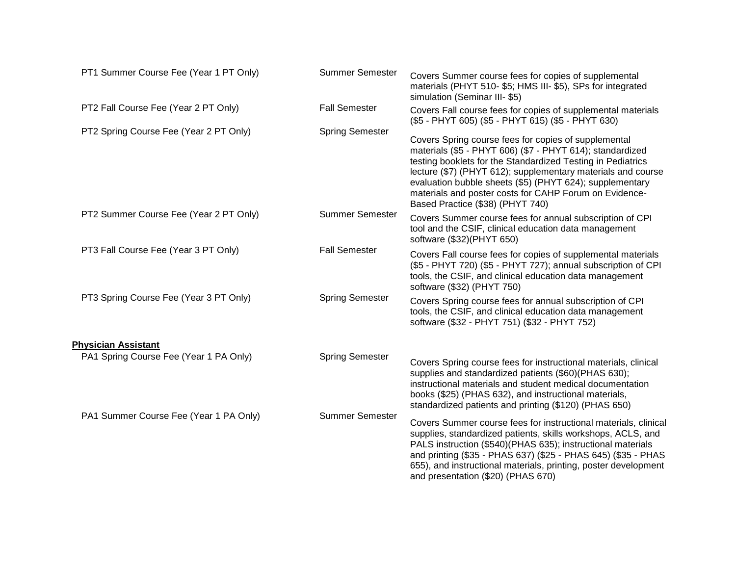| | | |
|---|---|---|
| PT1 Summer Course Fee (Year 1 PT Only) | Summer Semester | Covers Summer course fees for copies of supplemental materials (PHYT 510- $5; HMS III- $5), SPs for integrated simulation (Seminar III- $5) |
| PT2 Fall Course Fee (Year 2 PT Only) | Fall Semester | Covers Fall course fees for copies of supplemental materials ($5 - PHYT 605) ($5 - PHYT 615) ($5 - PHYT 630) |
| PT2 Spring Course Fee (Year 2 PT Only) | Spring Semester | Covers Spring course fees for copies of supplemental materials ($5 - PHYT 606) ($7 - PHYT 614); standardized testing booklets for the Standardized Testing in Pediatrics lecture ($7) (PHYT 612); supplementary materials and course evaluation bubble sheets ($5) (PHYT 624); supplementary materials and poster costs for CAHP Forum on Evidence-Based Practice ($38) (PHYT 740) |
| PT2 Summer Course Fee (Year 2 PT Only) | Summer Semester | Covers Summer course fees for annual subscription of CPI tool and the CSIF, clinical education data management software ($32)(PHYT 650) |
| PT3 Fall Course Fee (Year 3 PT Only) | Fall Semester | Covers Fall course fees for copies of supplemental materials ($5 - PHYT 720) ($5 - PHYT 727); annual subscription of CPI tools, the CSIF, and clinical education data management software ($32) (PHYT 750) |
| PT3 Spring Course Fee (Year 3 PT Only) | Spring Semester | Covers Spring course fees for annual subscription of CPI tools, the CSIF, and clinical education data management software ($32 - PHYT 751) ($32 - PHYT 752) |
| **Physician Assistant** | | |
| PA1 Spring Course Fee (Year 1 PA Only) | Spring Semester | Covers Spring course fees for instructional materials, clinical supplies and standardized patients ($60)(PHAS 630); instructional materials and student medical documentation books ($25) (PHAS 632), and instructional materials, standardized patients and printing ($120) (PHAS 650) |
| PA1 Summer Course Fee (Year 1 PA Only) | Summer Semester | Covers Summer course fees for instructional materials, clinical supplies, standardized patients, skills workshops, ACLS, and PALS instruction ($540)(PHAS 635); instructional materials and printing ($35 - PHAS 637) ($25 - PHAS 645) ($35 - PHAS 655), and instructional materials, printing, poster development and presentation ($20) (PHAS 670) |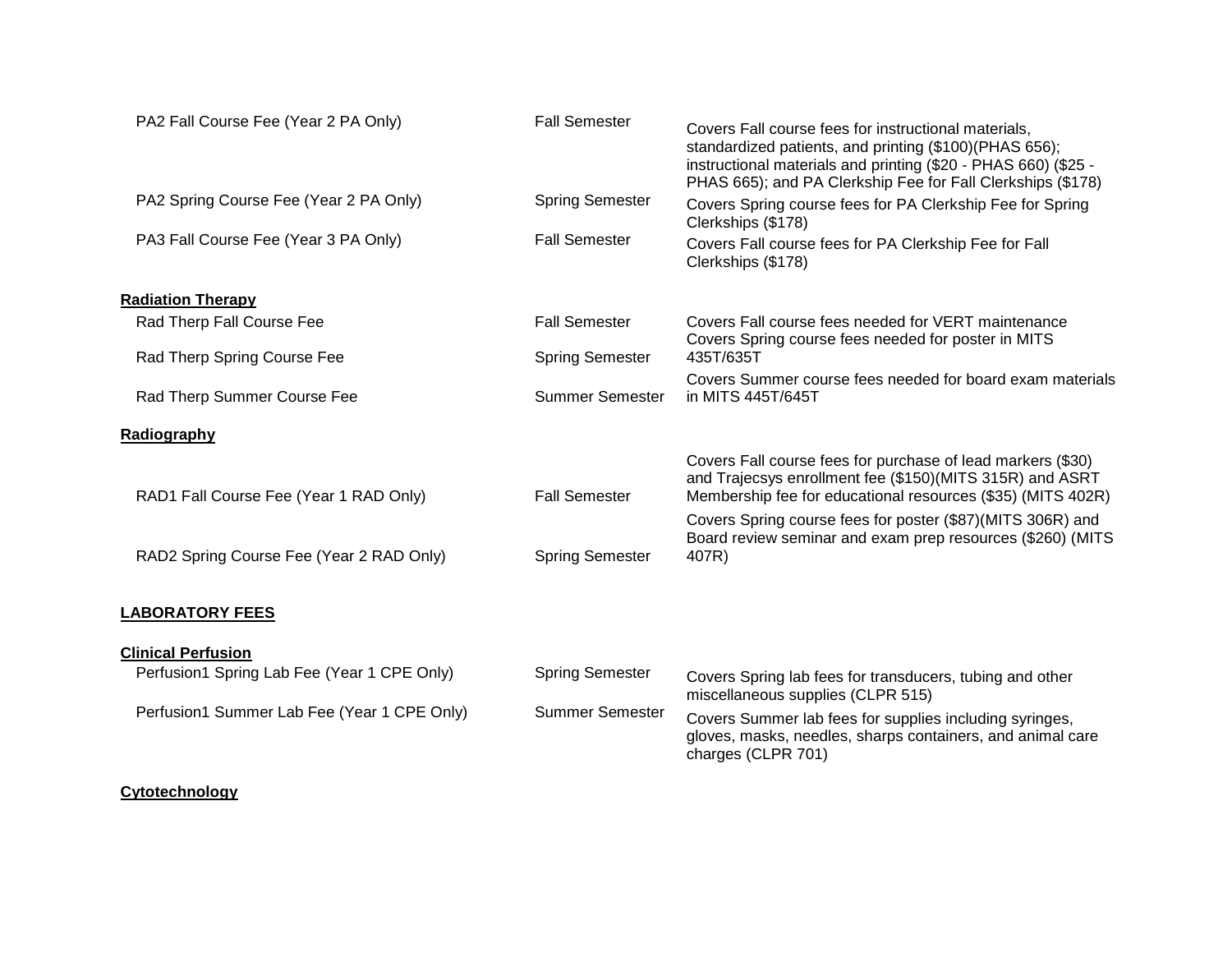| | | |
|---|---|---|
| PA2 Fall Course Fee (Year 2 PA Only) | Fall Semester | Covers Fall course fees for instructional materials, standardized patients, and printing ($100)(PHAS 656); instructional materials and printing ($20 - PHAS 660) ($25 - PHAS 665); and PA Clerkship Fee for Fall Clerkships ($178) |
| PA2 Spring Course Fee (Year 2 PA Only) | Spring Semester | Covers Spring course fees for PA Clerkship Fee for Spring Clerkships ($178) |
| PA3 Fall Course Fee (Year 3 PA Only) | Fall Semester | Covers Fall course fees for PA Clerkship Fee for Fall Clerkships ($178) |

**Radiation Therapy**

| | | |
|---|---|---|
| Rad Therp Fall Course Fee | Fall Semester | Covers Fall course fees needed for VERT maintenance |
| Rad Therp Spring Course Fee | Spring Semester | Covers Spring course fees needed for poster in MITS 435T/635T |
| Rad Therp Summer Course Fee | Summer Semester | Covers Summer course fees needed for board exam materials in MITS 445T/645T |

**Radiography**

| | | |
|---|---|---|
| RAD1 Fall Course Fee (Year 1 RAD Only) | Fall Semester | Covers Fall course fees for purchase of lead markers ($30) and Trajecsys enrollment fee ($150)(MITS 315R) and ASRT Membership fee for educational resources ($35) (MITS 402R) |
| RAD2 Spring Course Fee (Year 2 RAD Only) | Spring Semester | Covers Spring course fees for poster ($87)(MITS 306R) and Board review seminar and exam prep resources ($260) (MITS 407R) |

**LABORATORY FEES**

**Clinical Perfusion**

| | | |
|---|---|---|
| Perfusion1 Spring Lab Fee (Year 1 CPE Only) | Spring Semester | Covers Spring lab fees for transducers, tubing and other miscellaneous supplies (CLPR 515) |
| Perfusion1 Summer Lab Fee (Year 1 CPE Only) | Summer Semester | Covers Summer lab fees for supplies including syringes, gloves, masks, needles, sharps containers, and animal care charges (CLPR 701) |

**Cytotechnology**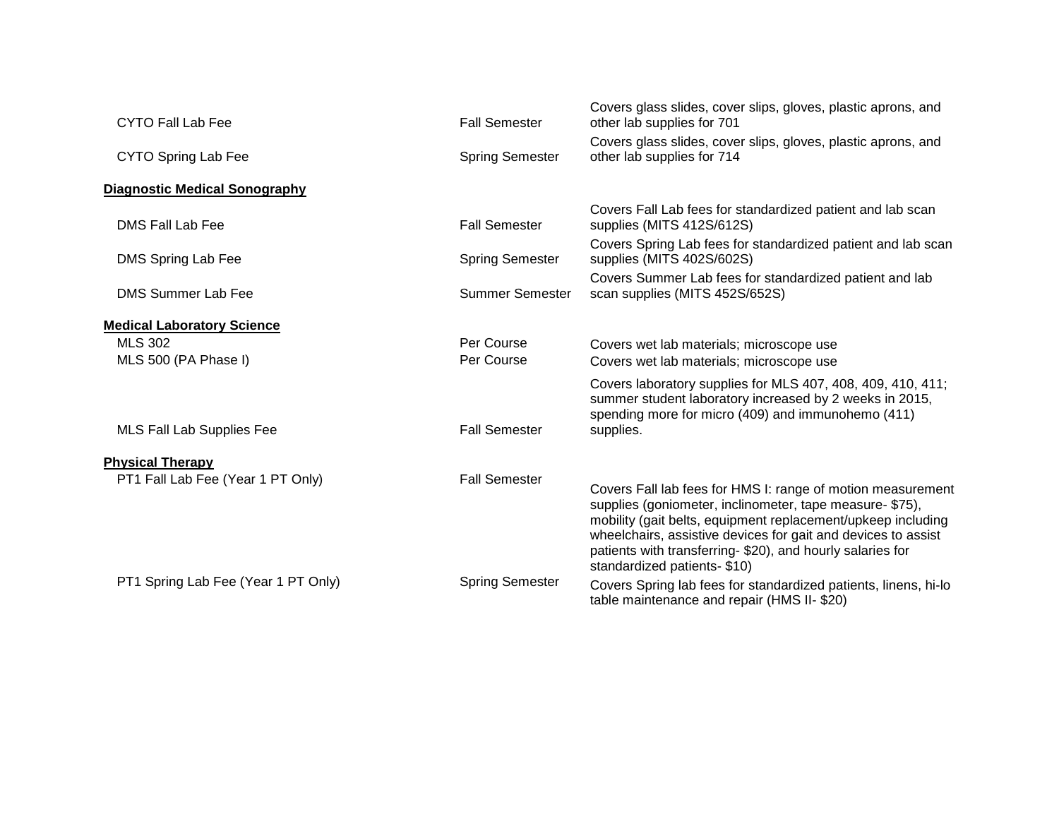| | | |
|---|---|---|
| CYTO Fall Lab Fee | Fall Semester | Covers glass slides, cover slips, gloves, plastic aprons, and other lab supplies for 701 |
| CYTO Spring Lab Fee | Spring Semester | Covers glass slides, cover slips, gloves, plastic aprons, and other lab supplies for 714 |
| **Diagnostic Medical Sonography** | | |
| DMS Fall Lab Fee | Fall Semester | Covers Fall Lab fees for standardized patient and lab scan supplies (MITS 412S/612S) |
| DMS Spring Lab Fee | Spring Semester | Covers Spring Lab fees for standardized patient and lab scan supplies (MITS 402S/602S) |
| DMS Summer Lab Fee | Summer Semester | Covers Summer Lab fees for standardized patient and lab scan supplies (MITS 452S/652S) |
| **Medical Laboratory Science** | | |
| MLS 302 | Per Course | Covers wet lab materials; microscope use |
| MLS 500 (PA Phase I) | Per Course | Covers wet lab materials; microscope use |
| MLS Fall Lab Supplies Fee | Fall Semester | Covers laboratory supplies for MLS 407, 408, 409, 410, 411; summer student laboratory increased by 2 weeks in 2015, spending more for micro (409) and immunohemo (411) supplies. |
| **Physical Therapy** | | |
| PT1 Fall Lab Fee (Year 1 PT Only) | Fall Semester | Covers Fall lab fees for HMS I: range of motion measurement supplies (goniometer, inclinometer, tape measure- $75), mobility (gait belts, equipment replacement/upkeep including wheelchairs, assistive devices for gait and devices to assist patients with transferring- $20), and hourly salaries for standardized patients- $10) |
| PT1 Spring Lab Fee (Year 1 PT Only) | Spring Semester | Covers Spring lab fees for standardized patients, linens, hi-lo table maintenance and repair (HMS II- $20) |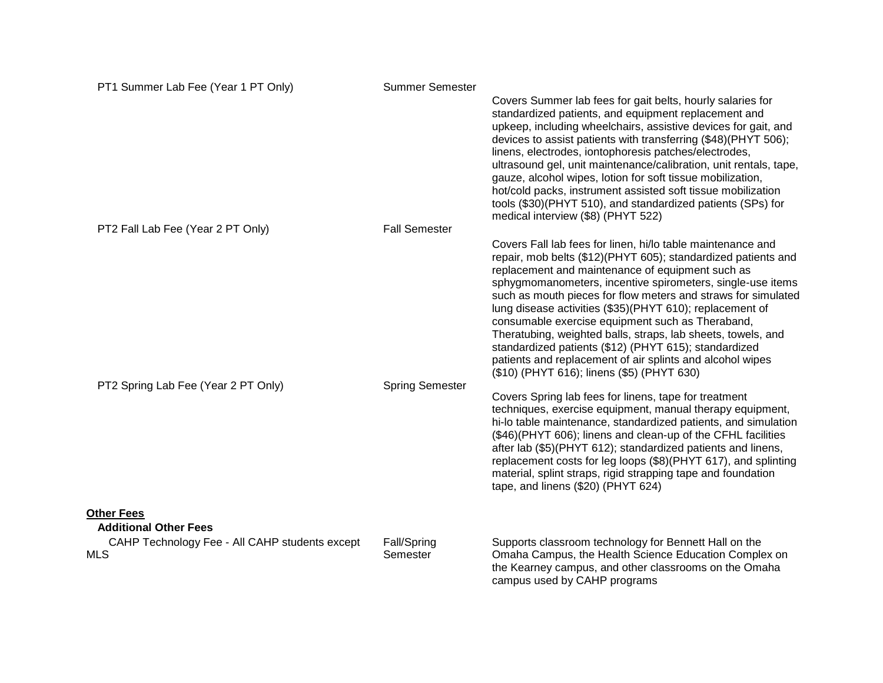| Fee | Term | Description |
|---|---|---|
| PT1 Summer Lab Fee (Year 1 PT Only) | Summer Semester | Covers Summer lab fees for gait belts, hourly salaries for standardized patients, and equipment replacement and upkeep, including wheelchairs, assistive devices for gait, and devices to assist patients with transferring ($48)(PHYT 506); linens, electrodes, iontophoresis patches/electrodes, ultrasound gel, unit maintenance/calibration, unit rentals, tape, gauze, alcohol wipes, lotion for soft tissue mobilization, hot/cold packs, instrument assisted soft tissue mobilization tools ($30)(PHYT 510), and standardized patients (SPs) for medical interview ($8) (PHYT 522) |
| PT2 Fall Lab Fee (Year 2 PT Only) | Fall Semester | Covers Fall lab fees for linen, hi/lo table maintenance and repair, mob belts ($12)(PHYT 605); standardized patients and replacement and maintenance of equipment such as sphygmomanometers, incentive spirometers, single-use items such as mouth pieces for flow meters and straws for simulated lung disease activities ($35)(PHYT 610); replacement of consumable exercise equipment such as Theraband, Theratubing, weighted balls, straps, lab sheets, towels, and standardized patients ($12) (PHYT 615); standardized patients and replacement of air splints and alcohol wipes ($10) (PHYT 616); linens ($5) (PHYT 630) |
| PT2 Spring Lab Fee (Year 2 PT Only) | Spring Semester | Covers Spring lab fees for linens, tape for treatment techniques, exercise equipment, manual therapy equipment, hi-lo table maintenance, standardized patients, and simulation ($46)(PHYT 606); linens and clean-up of the CFHL facilities after lab ($5)(PHYT 612); standardized patients and linens, replacement costs for leg loops ($8)(PHYT 617), and splinting material, splint straps, rigid strapping tape and foundation tape, and linens ($20) (PHYT 624) |

**Other Fees**

**Additional Other Fees**

| Fee | Term | Description |
|---|---|---|
| CAHP Technology Fee - All CAHP students except MLS | Fall/Spring Semester | Supports classroom technology for Bennett Hall on the Omaha Campus, the Health Science Education Complex on the Kearney campus, and other classrooms on the Omaha campus used by CAHP programs |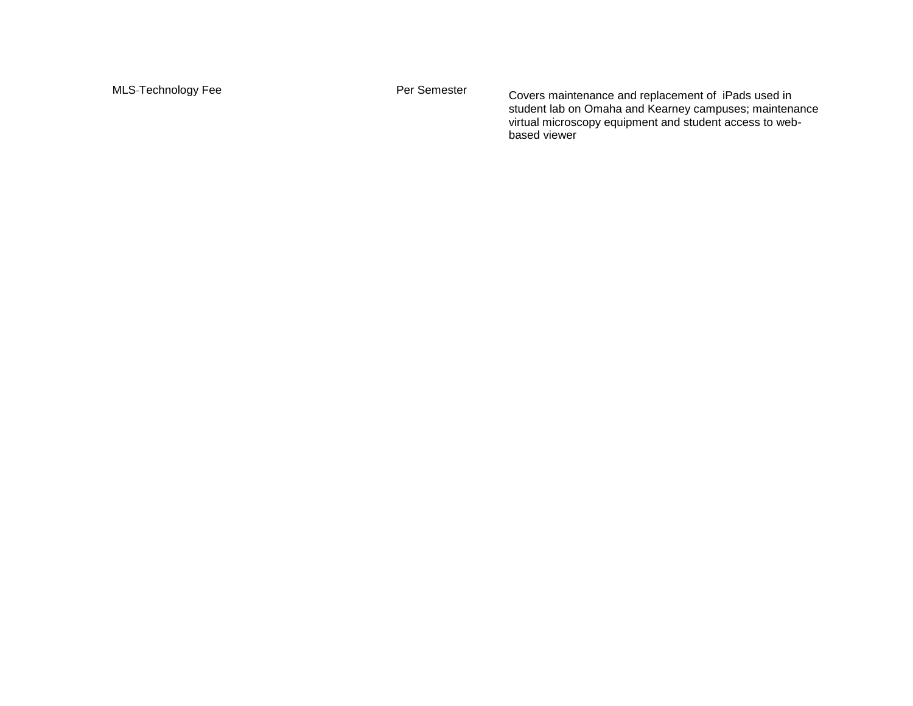| MLS-Technology Fee | Per Semester | Covers maintenance and replacement of iPads used in student lab on Omaha and Kearney campuses; maintenance virtual microscopy equipment and student access to web-based viewer |
|---|---|---|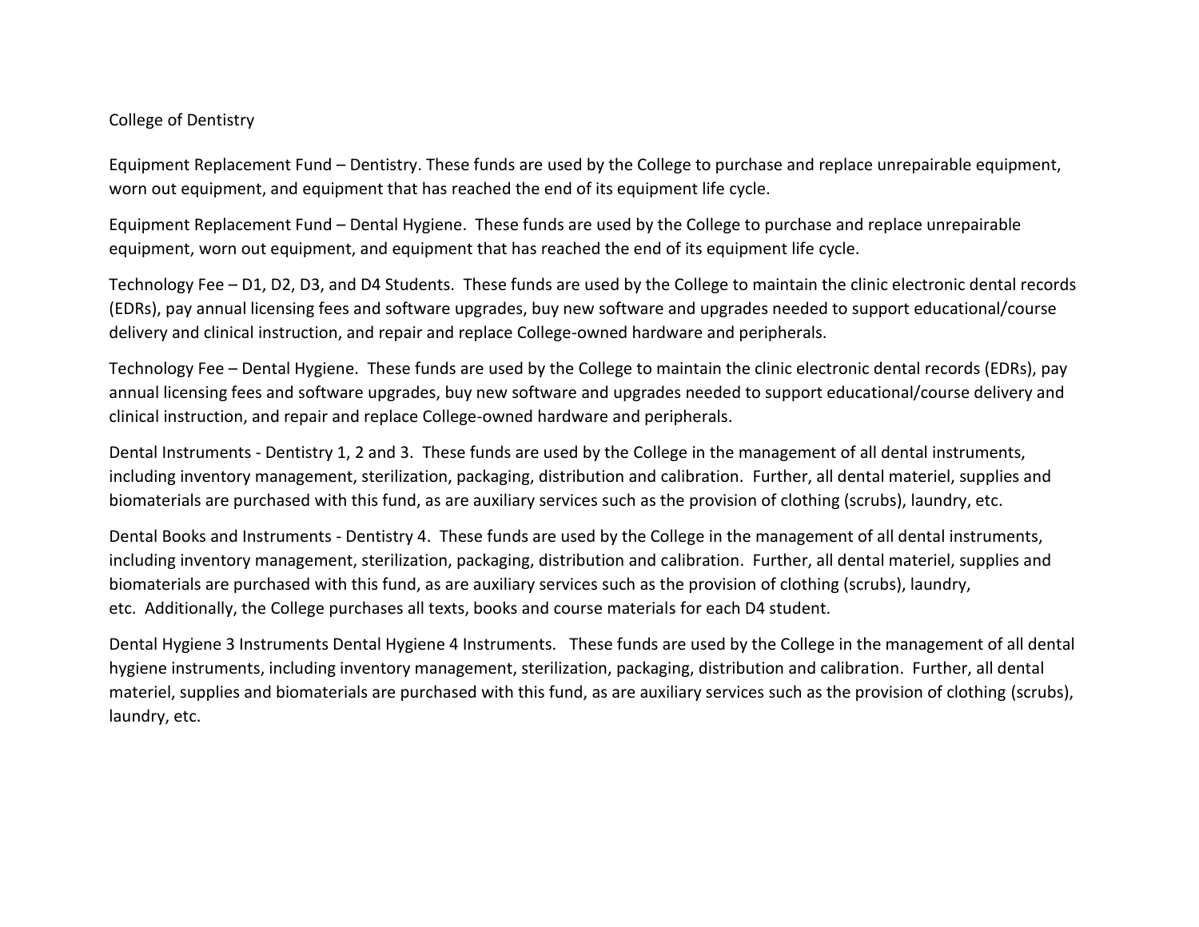College of Dentistry

Equipment Replacement Fund – Dentistry. These funds are used by the College to purchase and replace unrepairable equipment, worn out equipment, and equipment that has reached the end of its equipment life cycle.

Equipment Replacement Fund – Dental Hygiene. These funds are used by the College to purchase and replace unrepairable equipment, worn out equipment, and equipment that has reached the end of its equipment life cycle.

Technology Fee – D1, D2, D3, and D4 Students. These funds are used by the College to maintain the clinic electronic dental records (EDRs), pay annual licensing fees and software upgrades, buy new software and upgrades needed to support educational/course delivery and clinical instruction, and repair and replace College-owned hardware and peripherals.

Technology Fee – Dental Hygiene. These funds are used by the College to maintain the clinic electronic dental records (EDRs), pay annual licensing fees and software upgrades, buy new software and upgrades needed to support educational/course delivery and clinical instruction, and repair and replace College-owned hardware and peripherals.

Dental Instruments - Dentistry 1, 2 and 3. These funds are used by the College in the management of all dental instruments, including inventory management, sterilization, packaging, distribution and calibration. Further, all dental materiel, supplies and biomaterials are purchased with this fund, as are auxiliary services such as the provision of clothing (scrubs), laundry, etc.

Dental Books and Instruments - Dentistry 4. These funds are used by the College in the management of all dental instruments, including inventory management, sterilization, packaging, distribution and calibration. Further, all dental materiel, supplies and biomaterials are purchased with this fund, as are auxiliary services such as the provision of clothing (scrubs), laundry, etc. Additionally, the College purchases all texts, books and course materials for each D4 student.

Dental Hygiene 3 Instruments Dental Hygiene 4 Instruments. These funds are used by the College in the management of all dental hygiene instruments, including inventory management, sterilization, packaging, distribution and calibration. Further, all dental materiel, supplies and biomaterials are purchased with this fund, as are auxiliary services such as the provision of clothing (scrubs), laundry, etc.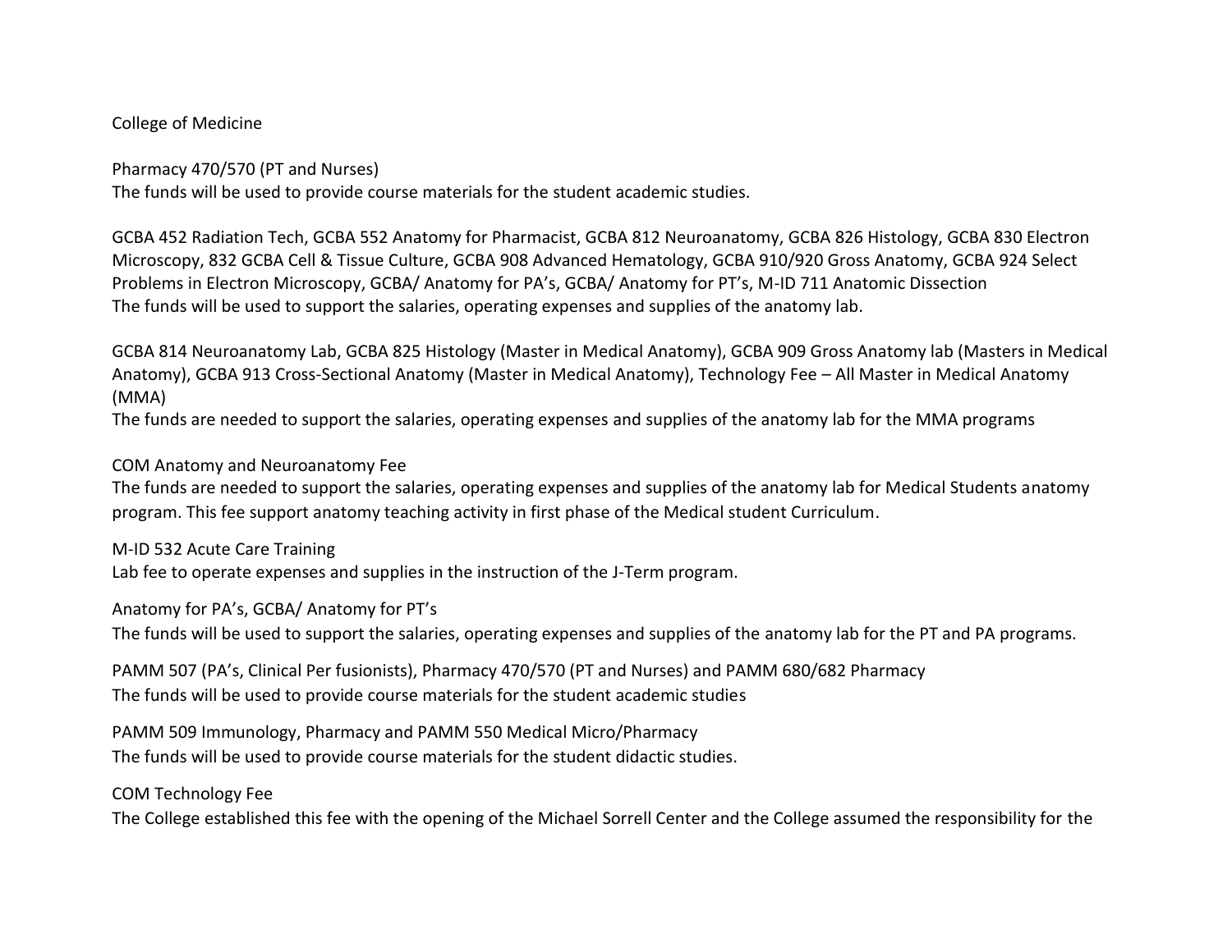College of Medicine

Pharmacy 470/570 (PT and Nurses)
The funds will be used to provide course materials for the student academic studies.

GCBA 452 Radiation Tech, GCBA 552 Anatomy for Pharmacist, GCBA 812 Neuroanatomy, GCBA 826 Histology, GCBA 830 Electron Microscopy, 832 GCBA Cell & Tissue Culture, GCBA 908 Advanced Hematology, GCBA 910/920 Gross Anatomy, GCBA 924 Select Problems in Electron Microscopy, GCBA/ Anatomy for PA's, GCBA/ Anatomy for PT's, M-ID 711 Anatomic Dissection
The funds will be used to support the salaries, operating expenses and supplies of the anatomy lab.

GCBA 814 Neuroanatomy Lab, GCBA 825 Histology (Master in Medical Anatomy), GCBA 909 Gross Anatomy lab (Masters in Medical Anatomy), GCBA 913 Cross-Sectional Anatomy (Master in Medical Anatomy), Technology Fee – All Master in Medical Anatomy (MMA)
The funds are needed to support the salaries, operating expenses and supplies of the anatomy lab for the MMA programs

COM Anatomy and Neuroanatomy Fee
The funds are needed to support the salaries, operating expenses and supplies of the anatomy lab for Medical Students anatomy program. This fee support anatomy teaching activity in first phase of the Medical student Curriculum.

M-ID 532 Acute Care Training
Lab fee to operate expenses and supplies in the instruction of the J-Term program.

Anatomy for PA's, GCBA/ Anatomy for PT's
The funds will be used to support the salaries, operating expenses and supplies of the anatomy lab for the PT and PA programs.

PAMM 507 (PA's, Clinical Per fusionists), Pharmacy 470/570 (PT and Nurses) and PAMM 680/682 Pharmacy
The funds will be used to provide course materials for the student academic studies

PAMM 509 Immunology, Pharmacy and PAMM 550 Medical Micro/Pharmacy
The funds will be used to provide course materials for the student didactic studies.

COM Technology Fee
The College established this fee with the opening of the Michael Sorrell Center and the College assumed the responsibility for the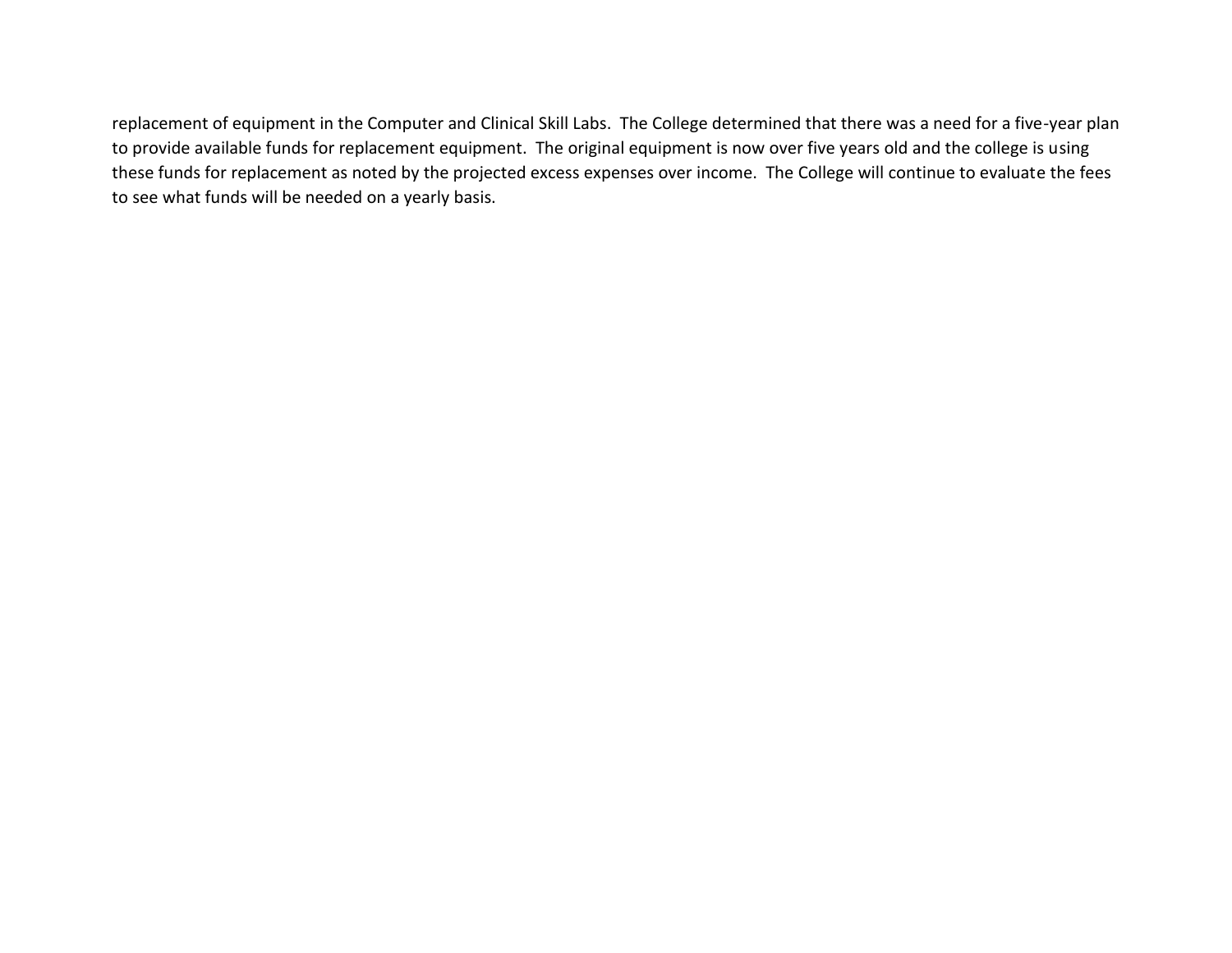replacement of equipment in the Computer and Clinical Skill Labs. The College determined that there was a need for a five-year plan to provide available funds for replacement equipment. The original equipment is now over five years old and the college is using these funds for replacement as noted by the projected excess expenses over income. The College will continue to evaluate the fees to see what funds will be needed on a yearly basis.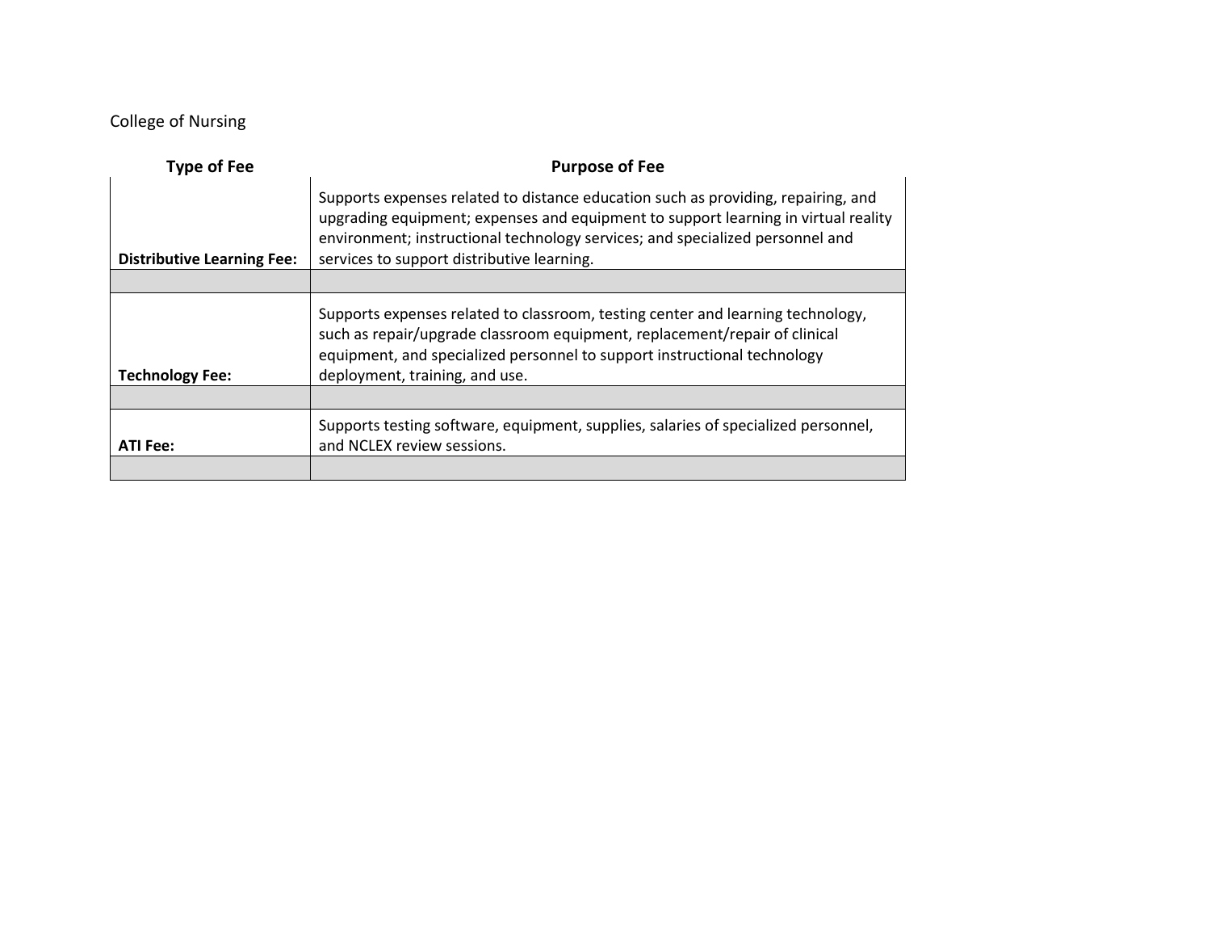College of Nursing

| Type of Fee | Purpose of Fee |
| --- | --- |
| **Distributive Learning Fee:** | Supports expenses related to distance education such as providing, repairing, and upgrading equipment; expenses and equipment to support learning in virtual reality environment; instructional technology services; and specialized personnel and services to support distributive learning. |
| | |
| **Technology Fee:** | Supports expenses related to classroom, testing center and learning technology, such as repair/upgrade classroom equipment, replacement/repair of clinical equipment, and specialized personnel to support instructional technology deployment, training, and use. |
| | |
| **ATI Fee:** | Supports testing software, equipment, supplies, salaries of specialized personnel, and NCLEX review sessions. |
| | |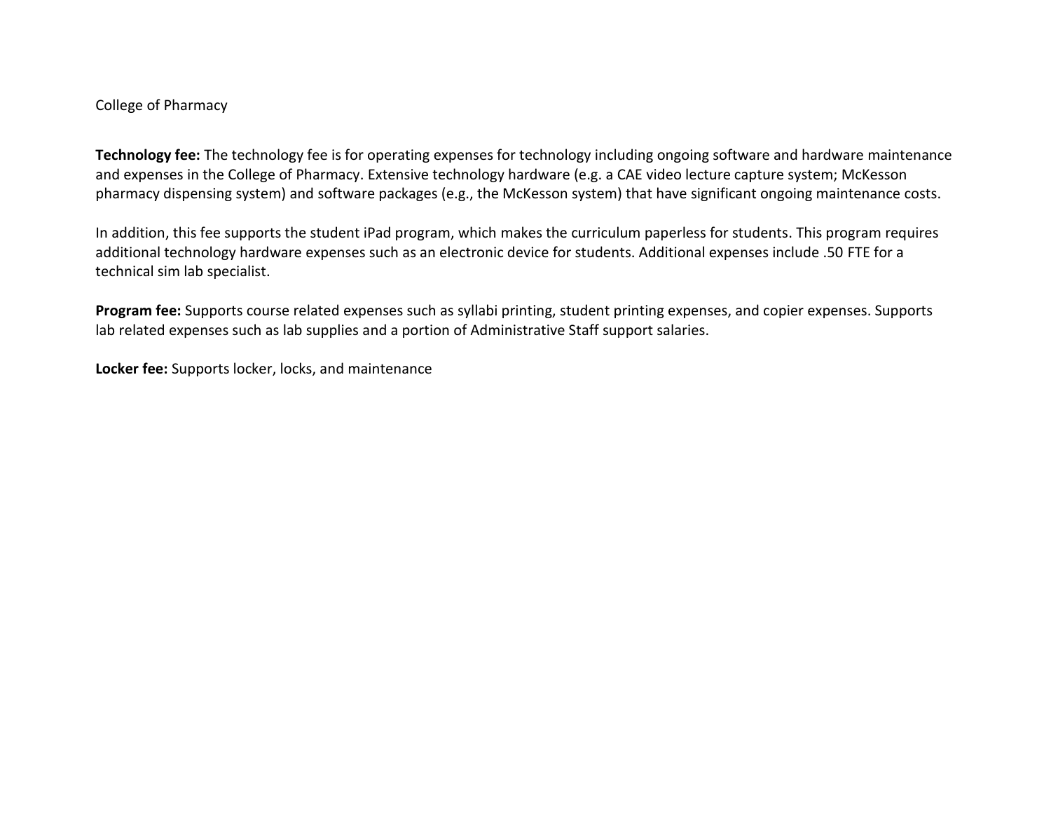College of Pharmacy

**Technology fee:** The technology fee is for operating expenses for technology including ongoing software and hardware maintenance and expenses in the College of Pharmacy. Extensive technology hardware (e.g. a CAE video lecture capture system; McKesson pharmacy dispensing system) and software packages (e.g., the McKesson system) that have significant ongoing maintenance costs.

In addition, this fee supports the student iPad program, which makes the curriculum paperless for students. This program requires additional technology hardware expenses such as an electronic device for students. Additional expenses include .50 FTE for a technical sim lab specialist.

**Program fee:** Supports course related expenses such as syllabi printing, student printing expenses, and copier expenses. Supports lab related expenses such as lab supplies and a portion of Administrative Staff support salaries.

**Locker fee:** Supports locker, locks, and maintenance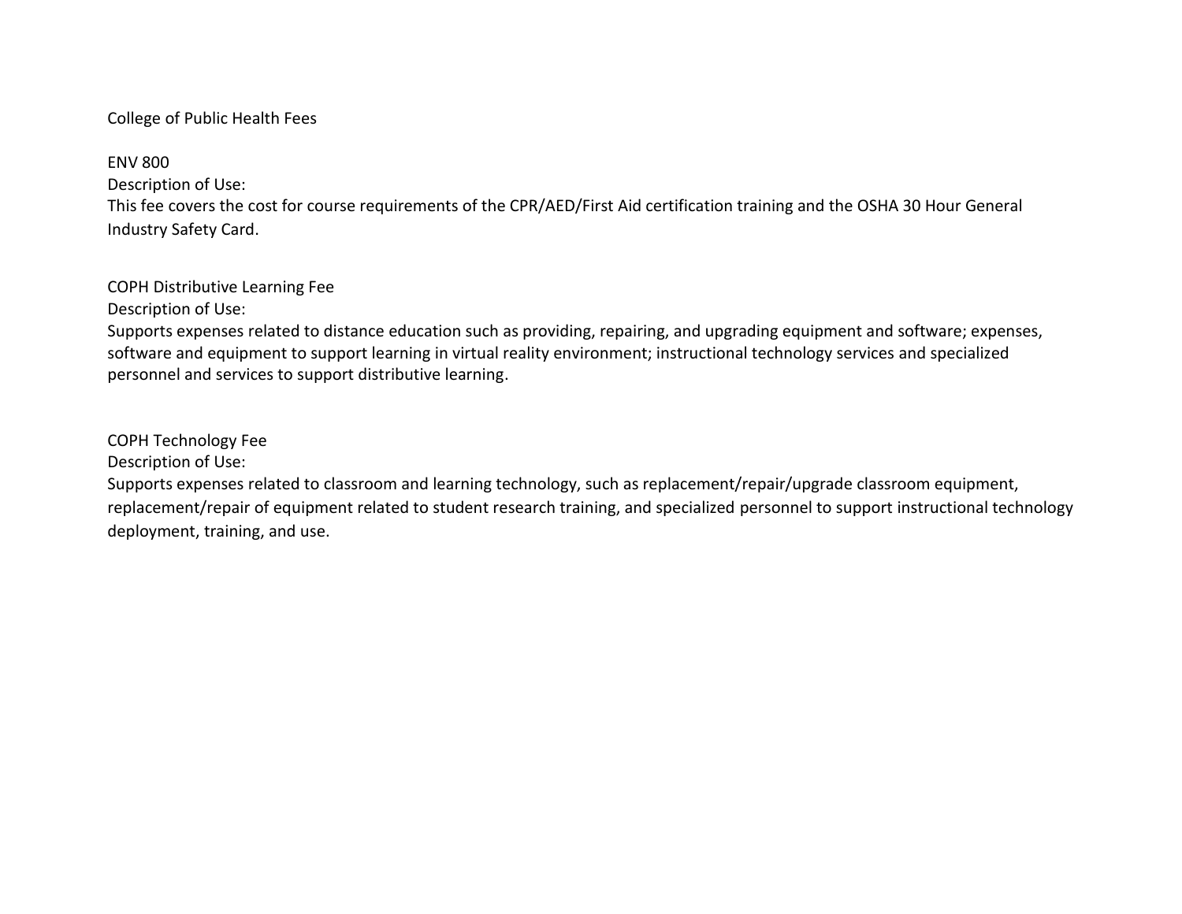College of Public Health Fees

ENV 800
Description of Use:
This fee covers the cost for course requirements of the CPR/AED/First Aid certification training and the OSHA 30 Hour General Industry Safety Card.

COPH Distributive Learning Fee
Description of Use:
Supports expenses related to distance education such as providing, repairing, and upgrading equipment and software; expenses, software and equipment to support learning in virtual reality environment; instructional technology services and specialized personnel and services to support distributive learning.

COPH Technology Fee
Description of Use:
Supports expenses related to classroom and learning technology, such as replacement/repair/upgrade classroom equipment, replacement/repair of equipment related to student research training, and specialized personnel to support instructional technology deployment, training, and use.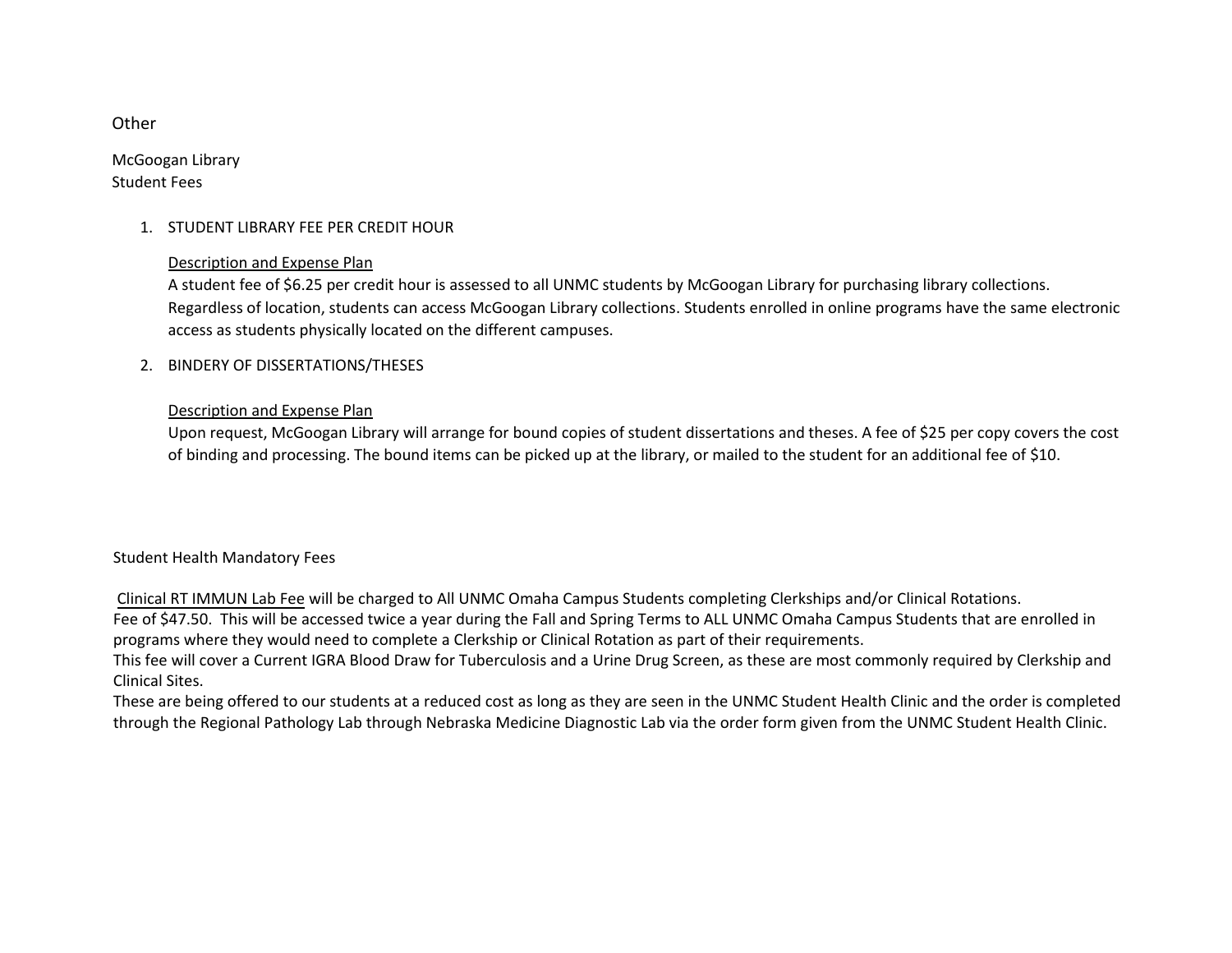## Other

### McGoogan Library
### Student Fees

1. STUDENT LIBRARY FEE PER CREDIT HOUR

   <u>Description and Expense Plan</u>
   A student fee of $6.25 per credit hour is assessed to all UNMC students by McGoogan Library for purchasing library collections. Regardless of location, students can access McGoogan Library collections. Students enrolled in online programs have the same electronic access as students physically located on the different campuses.

2. BINDERY OF DISSERTATIONS/THESES

   <u>Description and Expense Plan</u>
   Upon request, McGoogan Library will arrange for bound copies of student dissertations and theses. A fee of $25 per copy covers the cost of binding and processing. The bound items can be picked up at the library, or mailed to the student for an additional fee of $10.

### Student Health Mandatory Fees

<u>Clinical RT IMMUN Lab Fee</u> will be charged to All UNMC Omaha Campus Students completing Clerkships and/or Clinical Rotations.
Fee of $47.50. This will be accessed twice a year during the Fall and Spring Terms to ALL UNMC Omaha Campus Students that are enrolled in programs where they would need to complete a Clerkship or Clinical Rotation as part of their requirements.
This fee will cover a Current IGRA Blood Draw for Tuberculosis and a Urine Drug Screen, as these are most commonly required by Clerkship and Clinical Sites.
These are being offered to our students at a reduced cost as long as they are seen in the UNMC Student Health Clinic and the order is completed through the Regional Pathology Lab through Nebraska Medicine Diagnostic Lab via the order form given from the UNMC Student Health Clinic.